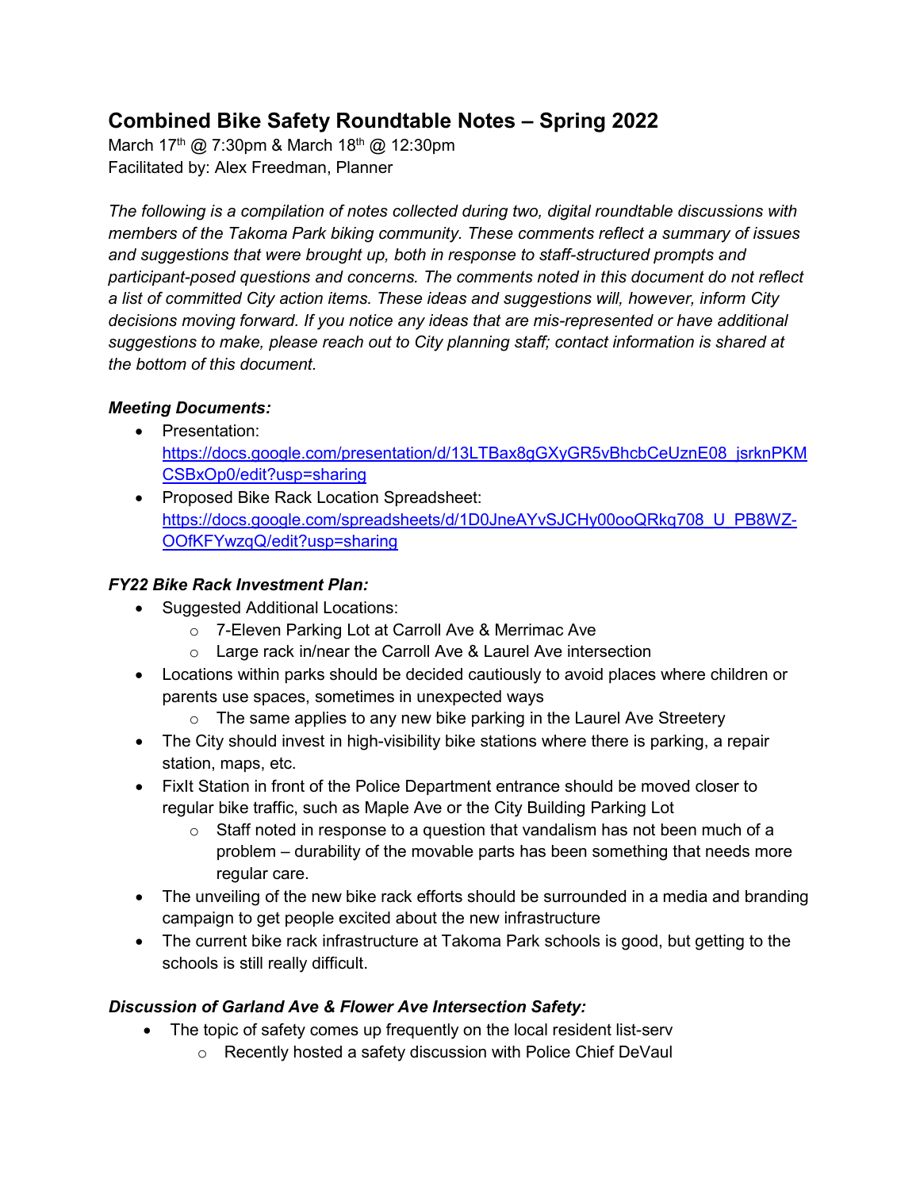# Combined Bike Safety Roundtable Notes – Spring 2022

March 17th @ 7:30pm & March 18th @ 12:30pm
Facilitated by: Alex Freedman, Planner

*The following is a compilation of notes collected during two, digital roundtable discussions with members of the Takoma Park biking community. These comments reflect a summary of issues and suggestions that were brought up, both in response to staff-structured prompts and participant-posed questions and concerns. The comments noted in this document do not reflect a list of committed City action items. These ideas and suggestions will, however, inform City decisions moving forward. If you notice any ideas that are mis-represented or have additional suggestions to make, please reach out to City planning staff; contact information is shared at the bottom of this document.*

### *Meeting Documents:*

- Presentation: https://docs.google.com/presentation/d/13LTBax8gGXyGR5vBhcbCeUznE08_jsrknPKMCSBxOp0/edit?usp=sharing
- Proposed Bike Rack Location Spreadsheet: https://docs.google.com/spreadsheets/d/1D0JneAYvSJCHy00ooQRkq708_U_PB8WZ-OOfKFYwzqQ/edit?usp=sharing

### *FY22 Bike Rack Investment Plan:*

- Suggested Additional Locations:
  - 7-Eleven Parking Lot at Carroll Ave & Merrimac Ave
  - Large rack in/near the Carroll Ave & Laurel Ave intersection
- Locations within parks should be decided cautiously to avoid places where children or parents use spaces, sometimes in unexpected ways
  - The same applies to any new bike parking in the Laurel Ave Streetery
- The City should invest in high-visibility bike stations where there is parking, a repair station, maps, etc.
- FixIt Station in front of the Police Department entrance should be moved closer to regular bike traffic, such as Maple Ave or the City Building Parking Lot
  - Staff noted in response to a question that vandalism has not been much of a problem – durability of the movable parts has been something that needs more regular care.
- The unveiling of the new bike rack efforts should be surrounded in a media and branding campaign to get people excited about the new infrastructure
- The current bike rack infrastructure at Takoma Park schools is good, but getting to the schools is still really difficult.

### *Discussion of Garland Ave & Flower Ave Intersection Safety:*

- The topic of safety comes up frequently on the local resident list-serv
  - Recently hosted a safety discussion with Police Chief DeVaul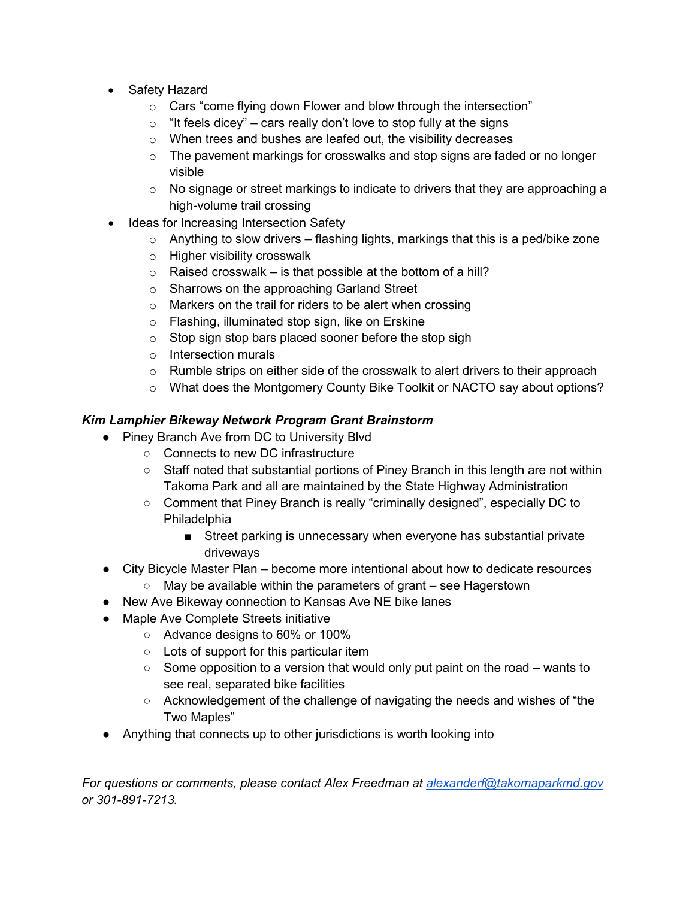- Safety Hazard
  - Cars "come flying down Flower and blow through the intersection"
  - "It feels dicey" – cars really don't love to stop fully at the signs
  - When trees and bushes are leafed out, the visibility decreases
  - The pavement markings for crosswalks and stop signs are faded or no longer visible
  - No signage or street markings to indicate to drivers that they are approaching a high-volume trail crossing
- Ideas for Increasing Intersection Safety
  - Anything to slow drivers – flashing lights, markings that this is a ped/bike zone
  - Higher visibility crosswalk
  - Raised crosswalk – is that possible at the bottom of a hill?
  - Sharrows on the approaching Garland Street
  - Markers on the trail for riders to be alert when crossing
  - Flashing, illuminated stop sign, like on Erskine
  - Stop sign stop bars placed sooner before the stop sigh
  - Intersection murals
  - Rumble strips on either side of the crosswalk to alert drivers to their approach
  - What does the Montgomery County Bike Toolkit or NACTO say about options?

***Kim Lamphier Bikeway Network Program Grant Brainstorm***

- Piney Branch Ave from DC to University Blvd
  - Connects to new DC infrastructure
  - Staff noted that substantial portions of Piney Branch in this length are not within Takoma Park and all are maintained by the State Highway Administration
  - Comment that Piney Branch is really "criminally designed", especially DC to Philadelphia
    - Street parking is unnecessary when everyone has substantial private driveways
- City Bicycle Master Plan – become more intentional about how to dedicate resources
  - May be available within the parameters of grant – see Hagerstown
- New Ave Bikeway connection to Kansas Ave NE bike lanes
- Maple Ave Complete Streets initiative
  - Advance designs to 60% or 100%
  - Lots of support for this particular item
  - Some opposition to a version that would only put paint on the road – wants to see real, separated bike facilities
  - Acknowledgement of the challenge of navigating the needs and wishes of "the Two Maples"
- Anything that connects up to other jurisdictions is worth looking into

*For questions or comments, please contact Alex Freedman at [alexanderf@takomaparkmd.gov](mailto:alexanderf@takomaparkmd.gov) or 301-891-7213.*